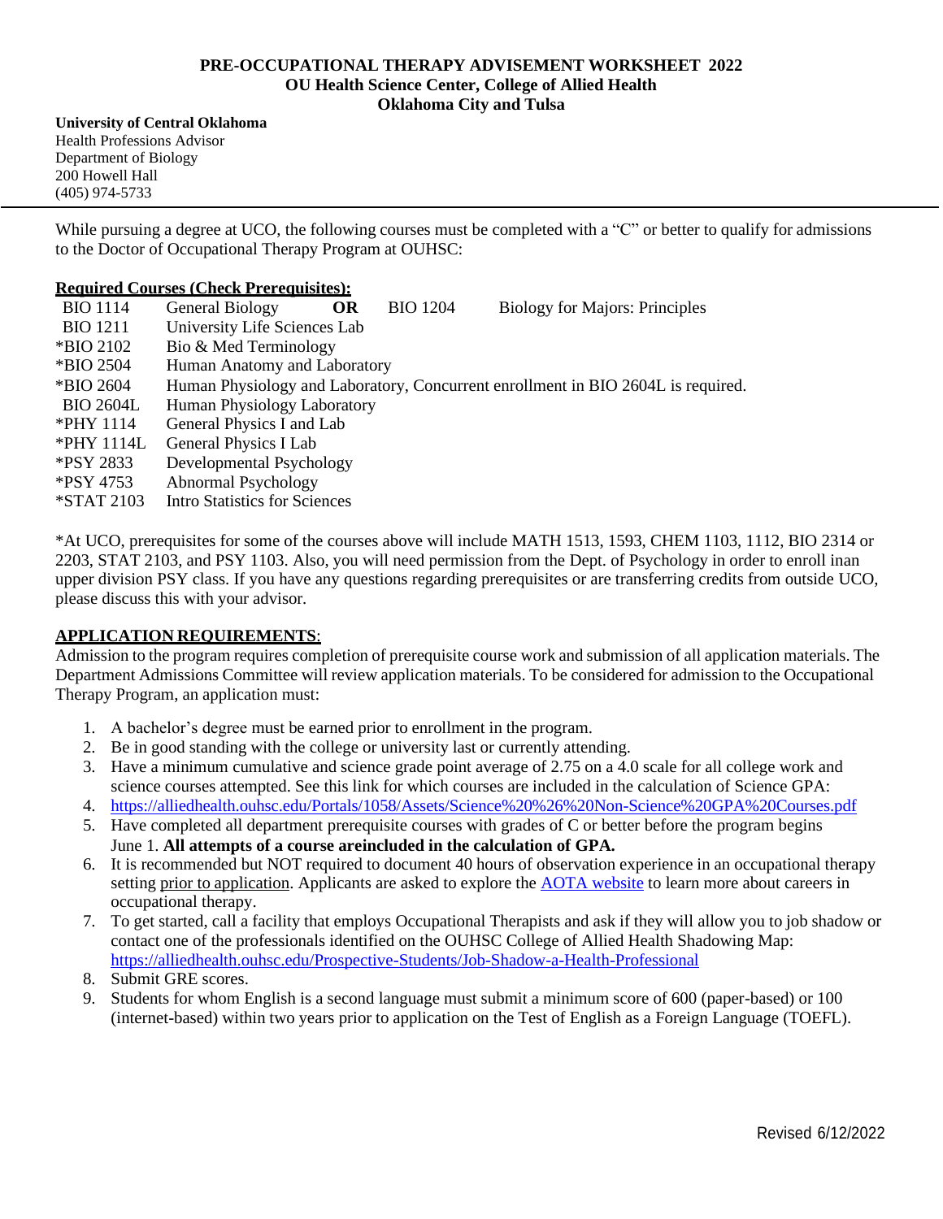**PRE-OCCUPATIONAL THERAPY ADVISEMENT WORKSHEET 2022**
**OU Health Science Center, College of Allied Health**
**Oklahoma City and Tulsa**

**University of Central Oklahoma**
Health Professions Advisor
Department of Biology
200 Howell Hall
(405) 974-5733

---

While pursuing a degree at UCO, the following courses must be completed with a "C" or better to qualify for admissions to the Doctor of Occupational Therapy Program at OUHSC:

**Required Courses (Check Prerequisites):**

| | | | | |
|---|---|---|---|---|
| BIO 1114 | General Biology | **OR** | BIO 1204 | Biology for Majors: Principles |
| BIO 1211 | University Life Sciences Lab | | | |
| *BIO 2102 | Bio & Med Terminology | | | |
| *BIO 2504 | Human Anatomy and Laboratory | | | |
| *BIO 2604 | Human Physiology and Laboratory, Concurrent enrollment in BIO 2604L is required. | | | |
| BIO 2604L | Human Physiology Laboratory | | | |
| *PHY 1114 | General Physics I and Lab | | | |
| *PHY 1114L | General Physics I Lab | | | |
| *PSY 2833 | Developmental Psychology | | | |
| *PSY 4753 | Abnormal Psychology | | | |
| *STAT 2103 | Intro Statistics for Sciences | | | |

*At UCO, prerequisites for some of the courses above will include MATH 1513, 1593, CHEM 1103, 1112, BIO 2314 or 2203, STAT 2103, and PSY 1103. Also, you will need permission from the Dept. of Psychology in order to enroll inan upper division PSY class. If you have any questions regarding prerequisites or are transferring credits from outside UCO, please discuss this with your advisor.

**APPLICATION REQUIREMENTS**:

Admission to the program requires completion of prerequisite course work and submission of all application materials. The Department Admissions Committee will review application materials. To be considered for admission to the Occupational Therapy Program, an application must:

1. A bachelor's degree must be earned prior to enrollment in the program.
2. Be in good standing with the college or university last or currently attending.
3. Have a minimum cumulative and science grade point average of 2.75 on a 4.0 scale for all college work and science courses attempted. See this link for which courses are included in the calculation of Science GPA:
4. https://alliedhealth.ouhsc.edu/Portals/1058/Assets/Science%20%26%20Non-Science%20GPA%20Courses.pdf
5. Have completed all department prerequisite courses with grades of C or better before the program begins June 1. **All attempts of a course areincluded in the calculation of GPA.**
6. It is recommended but NOT required to document 40 hours of observation experience in an occupational therapy setting prior to application. Applicants are asked to explore the AOTA website to learn more about careers in occupational therapy.
7. To get started, call a facility that employs Occupational Therapists and ask if they will allow you to job shadow or contact one of the professionals identified on the OUHSC College of Allied Health Shadowing Map: https://alliedhealth.ouhsc.edu/Prospective-Students/Job-Shadow-a-Health-Professional
8. Submit GRE scores.
9. Students for whom English is a second language must submit a minimum score of 600 (paper-based) or 100 (internet-based) within two years prior to application on the Test of English as a Foreign Language (TOEFL).

Revised 6/12/2022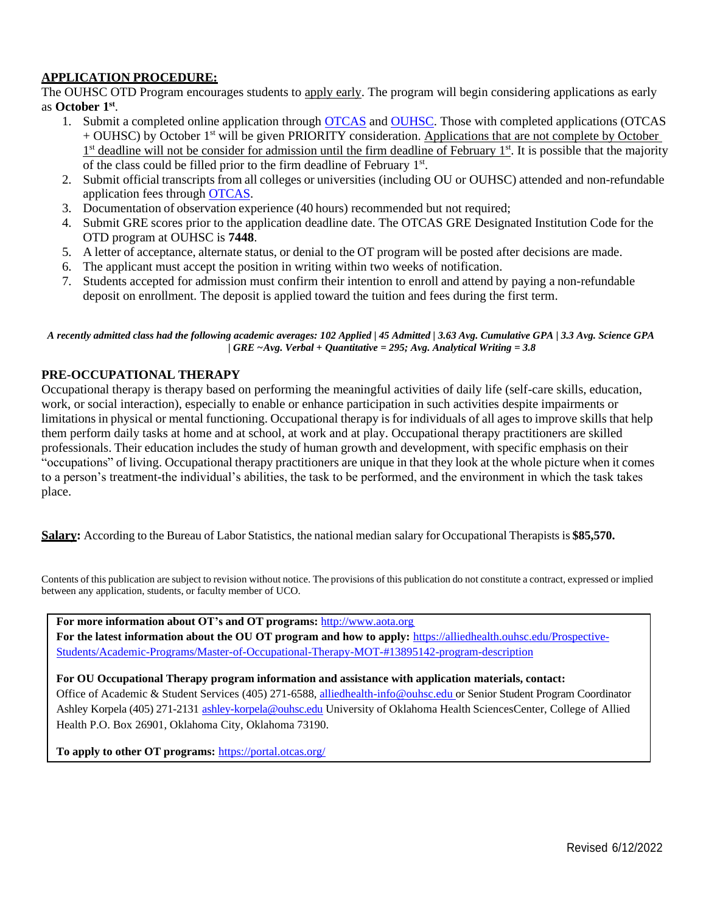## APPLICATION PROCEDURE:

The OUHSC OTD Program encourages students to apply early. The program will begin considering applications as early as **October 1st**.

1. Submit a completed online application through [OTCAS](https://portal.otcas.org/) and [OUHSC](https://alliedhealth.ouhsc.edu/). Those with completed applications (OTCAS + OUHSC) by October 1st will be given PRIORITY consideration. Applications that are not complete by October 1st deadline will not be consider for admission until the firm deadline of February 1st. It is possible that the majority of the class could be filled prior to the firm deadline of February 1st.
2. Submit official transcripts from all colleges or universities (including OU or OUHSC) attended and non-refundable application fees through [OTCAS](https://portal.otcas.org/).
3. Documentation of observation experience (40 hours) recommended but not required;
4. Submit GRE scores prior to the application deadline date. The OTCAS GRE Designated Institution Code for the OTD program at OUHSC is **7448**.
5. A letter of acceptance, alternate status, or denial to the OT program will be posted after decisions are made.
6. The applicant must accept the position in writing within two weeks of notification.
7. Students accepted for admission must confirm their intention to enroll and attend by paying a non-refundable deposit on enrollment. The deposit is applied toward the tuition and fees during the first term.

***A recently admitted class had the following academic averages: 102 Applied | 45 Admitted | 3.63 Avg. Cumulative GPA | 3.3 Avg. Science GPA | GRE ~Avg. Verbal + Quantitative = 295; Avg. Analytical Writing = 3.8***

## PRE-OCCUPATIONAL THERAPY

Occupational therapy is therapy based on performing the meaningful activities of daily life (self-care skills, education, work, or social interaction), especially to enable or enhance participation in such activities despite impairments or limitations in physical or mental functioning. Occupational therapy is for individuals of all ages to improve skills that help them perform daily tasks at home and at school, at work and at play. Occupational therapy practitioners are skilled professionals. Their education includes the study of human growth and development, with specific emphasis on their "occupations" of living. Occupational therapy practitioners are unique in that they look at the whole picture when it comes to a person's treatment-the individual's abilities, the task to be performed, and the environment in which the task takes place.

**Salary:** According to the Bureau of Labor Statistics, the national median salary for Occupational Therapists is **$85,570.**

Contents of this publication are subject to revision without notice. The provisions of this publication do not constitute a contract, expressed or implied between any application, students, or faculty member of UCO.

**For more information about OT's and OT programs:** http://www.aota.org
**For the latest information about the OU OT program and how to apply:** https://alliedhealth.ouhsc.edu/Prospective-Students/Academic-Programs/Master-of-Occupational-Therapy-MOT-#13895142-program-description

**For OU Occupational Therapy program information and assistance with application materials, contact:**
Office of Academic & Student Services (405) 271-6588, alliedhealth-info@ouhsc.edu or Senior Student Program Coordinator Ashley Korpela (405) 271-2131 ashley-korpela@ouhsc.edu University of Oklahoma Health SciencesCenter, College of Allied Health P.O. Box 26901, Oklahoma City, Oklahoma 73190.

**To apply to other OT programs:** https://portal.otcas.org/

Revised 6/12/2022